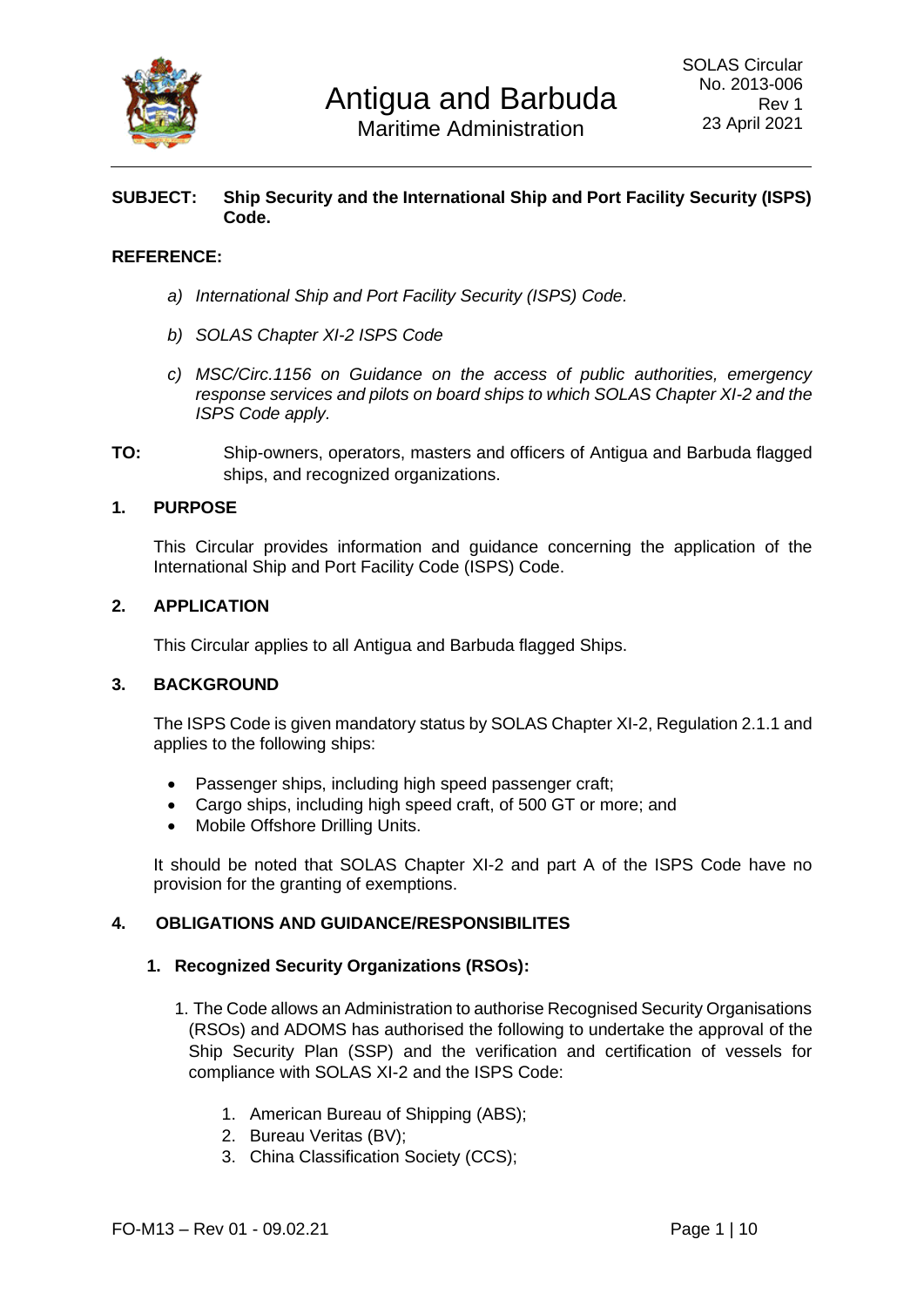Antigua and Barbuda
Maritime Administration

SOLAS Circular
No. 2013-006
Rev 1
23 April 2021

**SUBJECT:** **Ship Security and the International Ship and Port Facility Security (ISPS) Code.**

**REFERENCE:**

a) *International Ship and Port Facility Security (ISPS) Code.*

b) *SOLAS Chapter XI-2 ISPS Code*

c) *MSC/Circ.1156 on Guidance on the access of public authorities, emergency response services and pilots on board ships to which SOLAS Chapter XI-2 and the ISPS Code apply.*

**TO:** Ship-owners, operators, masters and officers of Antigua and Barbuda flagged ships, and recognized organizations.

## 1. PURPOSE

This Circular provides information and guidance concerning the application of the International Ship and Port Facility Code (ISPS) Code.

## 2. APPLICATION

This Circular applies to all Antigua and Barbuda flagged Ships.

## 3. BACKGROUND

The ISPS Code is given mandatory status by SOLAS Chapter XI-2, Regulation 2.1.1 and applies to the following ships:

- Passenger ships, including high speed passenger craft;
- Cargo ships, including high speed craft, of 500 GT or more; and
- Mobile Offshore Drilling Units.

It should be noted that SOLAS Chapter XI-2 and part A of the ISPS Code have no provision for the granting of exemptions.

## 4. OBLIGATIONS AND GUIDANCE/RESPONSIBILITES

### 1. Recognized Security Organizations (RSOs):

1. The Code allows an Administration to authorise Recognised Security Organisations (RSOs) and ADOMS has authorised the following to undertake the approval of the Ship Security Plan (SSP) and the verification and certification of vessels for compliance with SOLAS XI-2 and the ISPS Code:

   1. American Bureau of Shipping (ABS);
   2. Bureau Veritas (BV);
   3. China Classification Society (CCS);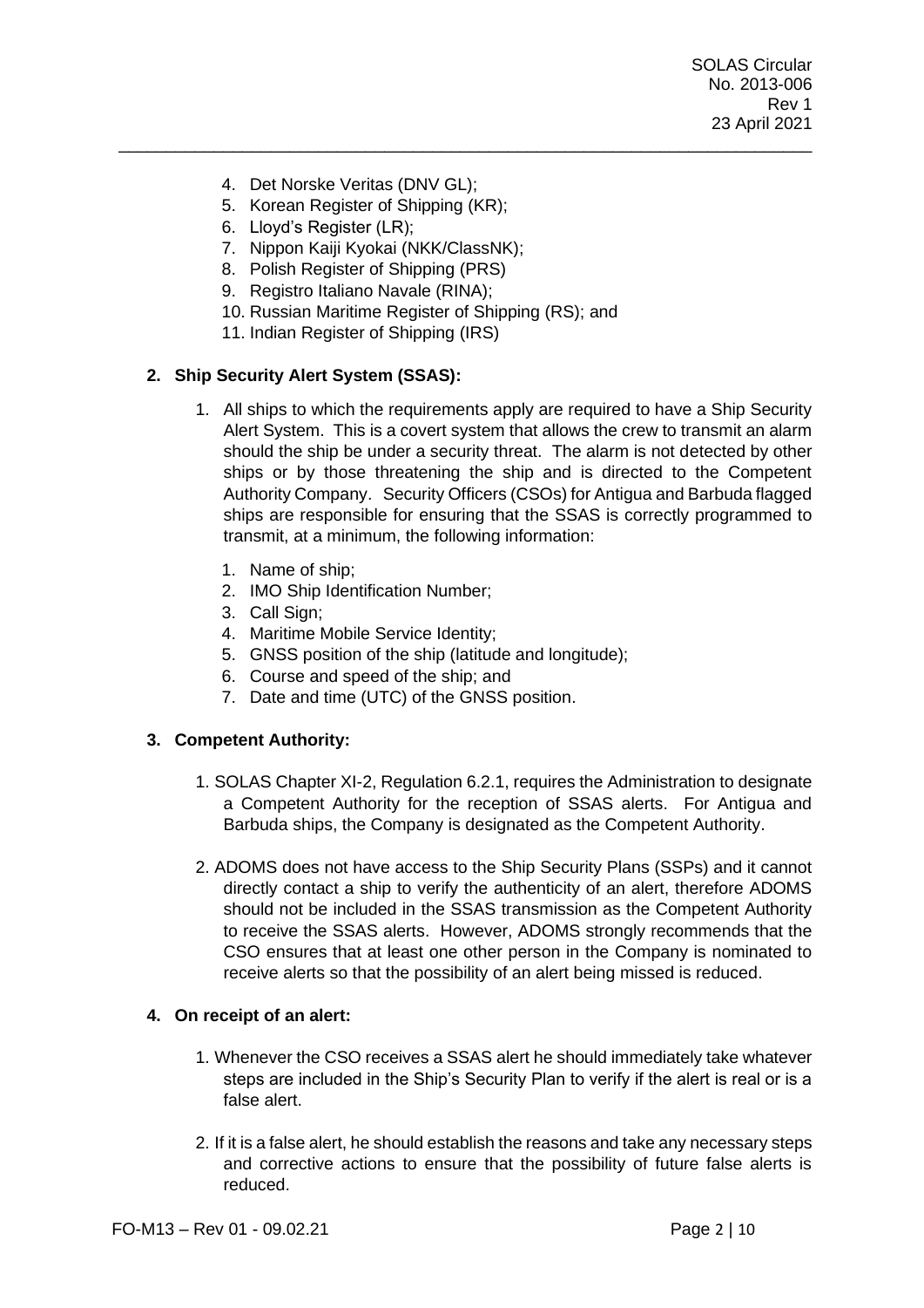4. Det Norske Veritas (DNV GL);
5. Korean Register of Shipping (KR);
6. Lloyd's Register (LR);
7. Nippon Kaiji Kyokai (NKK/ClassNK);
8. Polish Register of Shipping (PRS)
9. Registro Italiano Navale (RINA);
10. Russian Maritime Register of Shipping (RS); and
11. Indian Register of Shipping (IRS)

**2. Ship Security Alert System (SSAS):**

1. All ships to which the requirements apply are required to have a Ship Security Alert System. This is a covert system that allows the crew to transmit an alarm should the ship be under a security threat. The alarm is not detected by other ships or by those threatening the ship and is directed to the Competent Authority Company. Security Officers (CSOs) for Antigua and Barbuda flagged ships are responsible for ensuring that the SSAS is correctly programmed to transmit, at a minimum, the following information:

    1. Name of ship;
    2. IMO Ship Identification Number;
    3. Call Sign;
    4. Maritime Mobile Service Identity;
    5. GNSS position of the ship (latitude and longitude);
    6. Course and speed of the ship; and
    7. Date and time (UTC) of the GNSS position.

**3. Competent Authority:**

1. SOLAS Chapter XI-2, Regulation 6.2.1, requires the Administration to designate a Competent Authority for the reception of SSAS alerts. For Antigua and Barbuda ships, the Company is designated as the Competent Authority.

2. ADOMS does not have access to the Ship Security Plans (SSPs) and it cannot directly contact a ship to verify the authenticity of an alert, therefore ADOMS should not be included in the SSAS transmission as the Competent Authority to receive the SSAS alerts. However, ADOMS strongly recommends that the CSO ensures that at least one other person in the Company is nominated to receive alerts so that the possibility of an alert being missed is reduced.

**4. On receipt of an alert:**

1. Whenever the CSO receives a SSAS alert he should immediately take whatever steps are included in the Ship's Security Plan to verify if the alert is real or is a false alert.

2. If it is a false alert, he should establish the reasons and take any necessary steps and corrective actions to ensure that the possibility of future false alerts is reduced.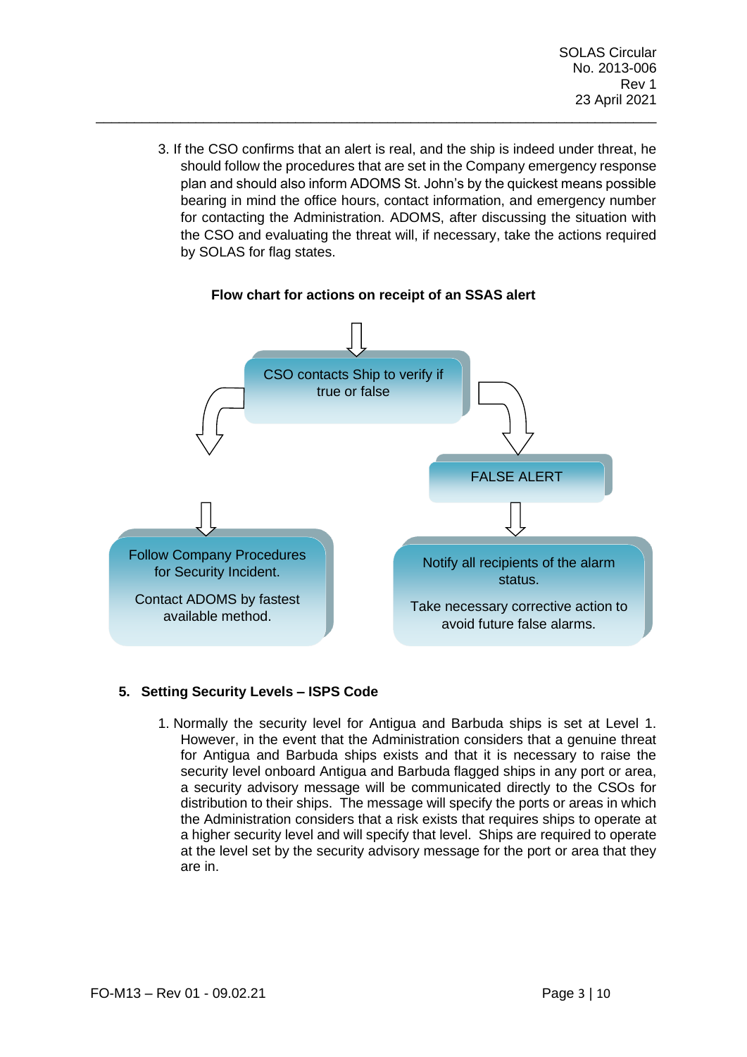3. If the CSO confirms that an alert is real, and the ship is indeed under threat, he should follow the procedures that are set in the Company emergency response plan and should also inform ADOMS St. John's by the quickest means possible bearing in mind the office hours, contact information, and emergency number for contacting the Administration. ADOMS, after discussing the situation with the CSO and evaluating the threat will, if necessary, take the actions required by SOLAS for flag states.

**Flow chart for actions on receipt of an SSAS alert**

CSO contacts Ship to verify if true or false

FALSE ALERT

Follow Company Procedures for Security Incident.

Contact ADOMS by fastest available method.

Notify all recipients of the alarm status.

Take necessary corrective action to avoid future false alarms.

## 5. Setting Security Levels – ISPS Code

1. Normally the security level for Antigua and Barbuda ships is set at Level 1. However, in the event that the Administration considers that a genuine threat for Antigua and Barbuda ships exists and that it is necessary to raise the security level onboard Antigua and Barbuda flagged ships in any port or area, a security advisory message will be communicated directly to the CSOs for distribution to their ships. The message will specify the ports or areas in which the Administration considers that a risk exists that requires ships to operate at a higher security level and will specify that level. Ships are required to operate at the level set by the security advisory message for the port or area that they are in.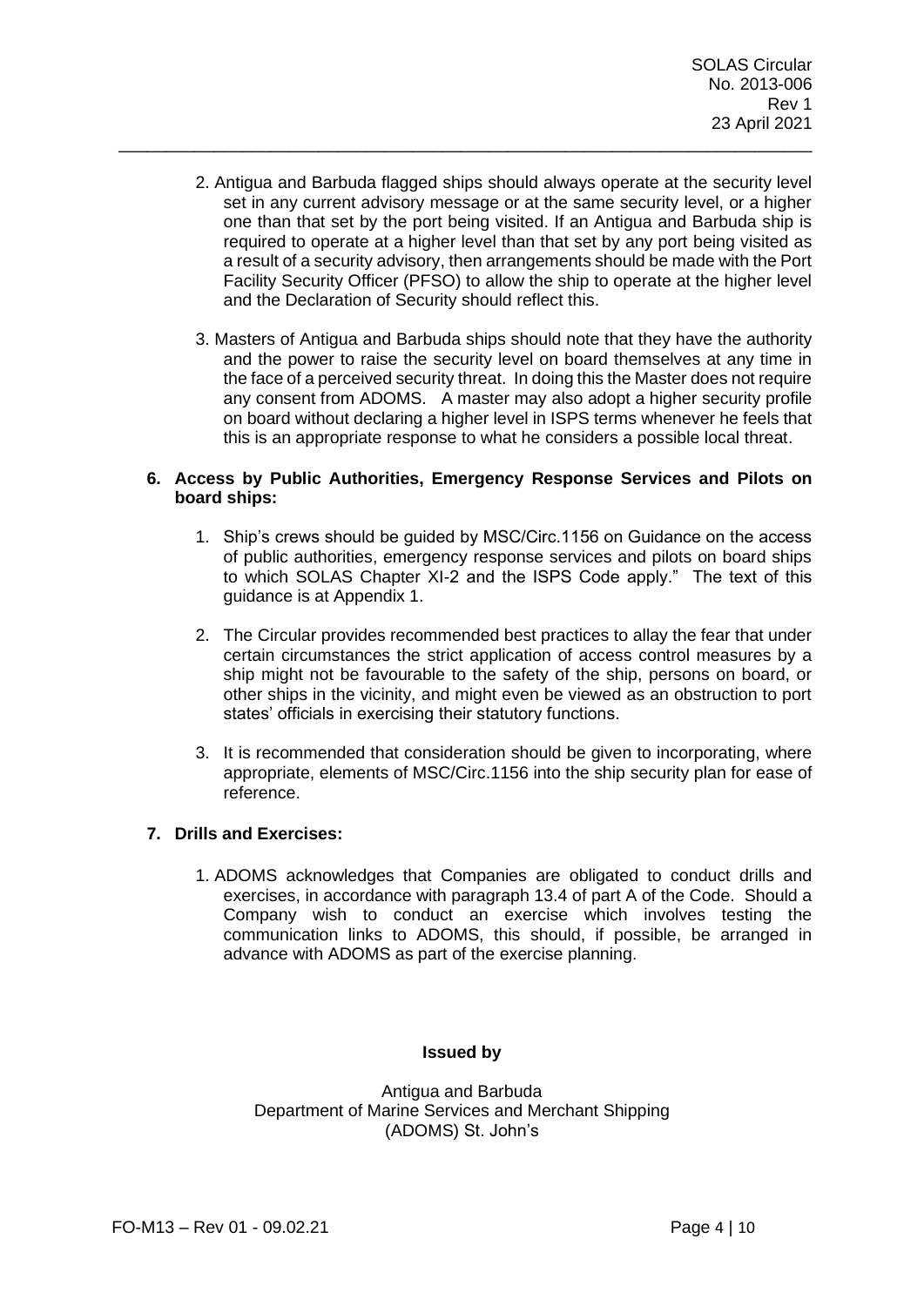2. Antigua and Barbuda flagged ships should always operate at the security level set in any current advisory message or at the same security level, or a higher one than that set by the port being visited. If an Antigua and Barbuda ship is required to operate at a higher level than that set by any port being visited as a result of a security advisory, then arrangements should be made with the Port Facility Security Officer (PFSO) to allow the ship to operate at the higher level and the Declaration of Security should reflect this.

3. Masters of Antigua and Barbuda ships should note that they have the authority and the power to raise the security level on board themselves at any time in the face of a perceived security threat. In doing this the Master does not require any consent from ADOMS. A master may also adopt a higher security profile on board without declaring a higher level in ISPS terms whenever he feels that this is an appropriate response to what he considers a possible local threat.

**6. Access by Public Authorities, Emergency Response Services and Pilots on board ships:**

1. Ship's crews should be guided by MSC/Circ.1156 on Guidance on the access of public authorities, emergency response services and pilots on board ships to which SOLAS Chapter XI-2 and the ISPS Code apply." The text of this guidance is at Appendix 1.

2. The Circular provides recommended best practices to allay the fear that under certain circumstances the strict application of access control measures by a ship might not be favourable to the safety of the ship, persons on board, or other ships in the vicinity, and might even be viewed as an obstruction to port states' officials in exercising their statutory functions.

3. It is recommended that consideration should be given to incorporating, where appropriate, elements of MSC/Circ.1156 into the ship security plan for ease of reference.

**7. Drills and Exercises:**

1. ADOMS acknowledges that Companies are obligated to conduct drills and exercises, in accordance with paragraph 13.4 of part A of the Code. Should a Company wish to conduct an exercise which involves testing the communication links to ADOMS, this should, if possible, be arranged in advance with ADOMS as part of the exercise planning.

**Issued by**

Antigua and Barbuda
Department of Marine Services and Merchant Shipping
(ADOMS) St. John's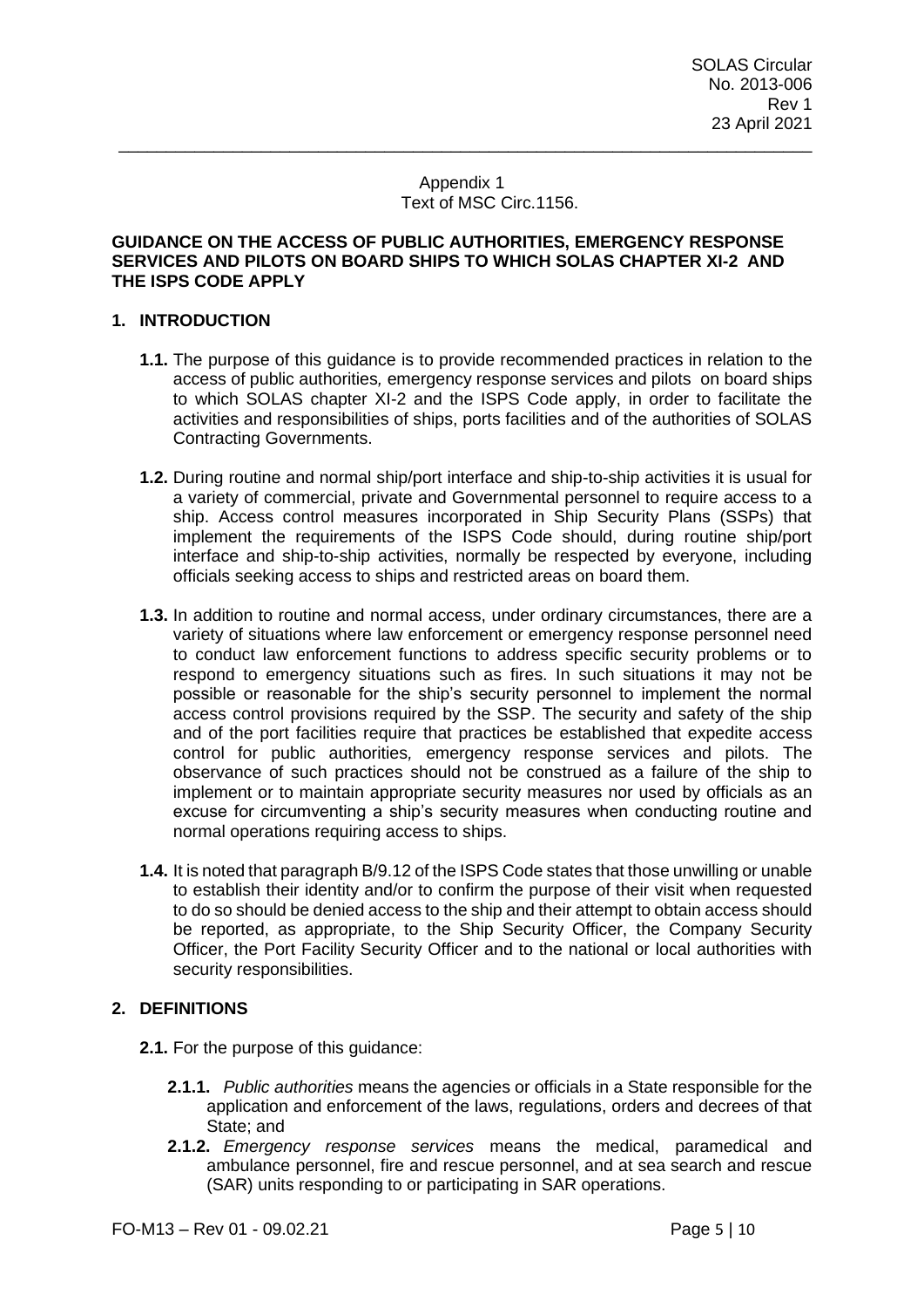Appendix 1
Text of MSC Circ.1156.

**GUIDANCE ON THE ACCESS OF PUBLIC AUTHORITIES, EMERGENCY RESPONSE SERVICES AND PILOTS ON BOARD SHIPS TO WHICH SOLAS CHAPTER XI-2 AND THE ISPS CODE APPLY**

## 1. INTRODUCTION

**1.1.** The purpose of this guidance is to provide recommended practices in relation to the access of public authorities*,* emergency response services and pilots on board ships to which SOLAS chapter XI-2 and the ISPS Code apply, in order to facilitate the activities and responsibilities of ships, ports facilities and of the authorities of SOLAS Contracting Governments.

**1.2.** During routine and normal ship/port interface and ship-to-ship activities it is usual for a variety of commercial, private and Governmental personnel to require access to a ship. Access control measures incorporated in Ship Security Plans (SSPs) that implement the requirements of the ISPS Code should, during routine ship/port interface and ship-to-ship activities, normally be respected by everyone, including officials seeking access to ships and restricted areas on board them.

**1.3.** In addition to routine and normal access, under ordinary circumstances, there are a variety of situations where law enforcement or emergency response personnel need to conduct law enforcement functions to address specific security problems or to respond to emergency situations such as fires. In such situations it may not be possible or reasonable for the ship's security personnel to implement the normal access control provisions required by the SSP. The security and safety of the ship and of the port facilities require that practices be established that expedite access control for public authorities*,* emergency response services and pilots. The observance of such practices should not be construed as a failure of the ship to implement or to maintain appropriate security measures nor used by officials as an excuse for circumventing a ship's security measures when conducting routine and normal operations requiring access to ships.

**1.4.** It is noted that paragraph B/9.12 of the ISPS Code states that those unwilling or unable to establish their identity and/or to confirm the purpose of their visit when requested to do so should be denied access to the ship and their attempt to obtain access should be reported, as appropriate, to the Ship Security Officer, the Company Security Officer, the Port Facility Security Officer and to the national or local authorities with security responsibilities.

## 2. DEFINITIONS

**2.1.** For the purpose of this guidance:

**2.1.1.** *Public authorities* means the agencies or officials in a State responsible for the application and enforcement of the laws, regulations, orders and decrees of that State; and

**2.1.2.** *Emergency response services* means the medical, paramedical and ambulance personnel, fire and rescue personnel, and at sea search and rescue (SAR) units responding to or participating in SAR operations.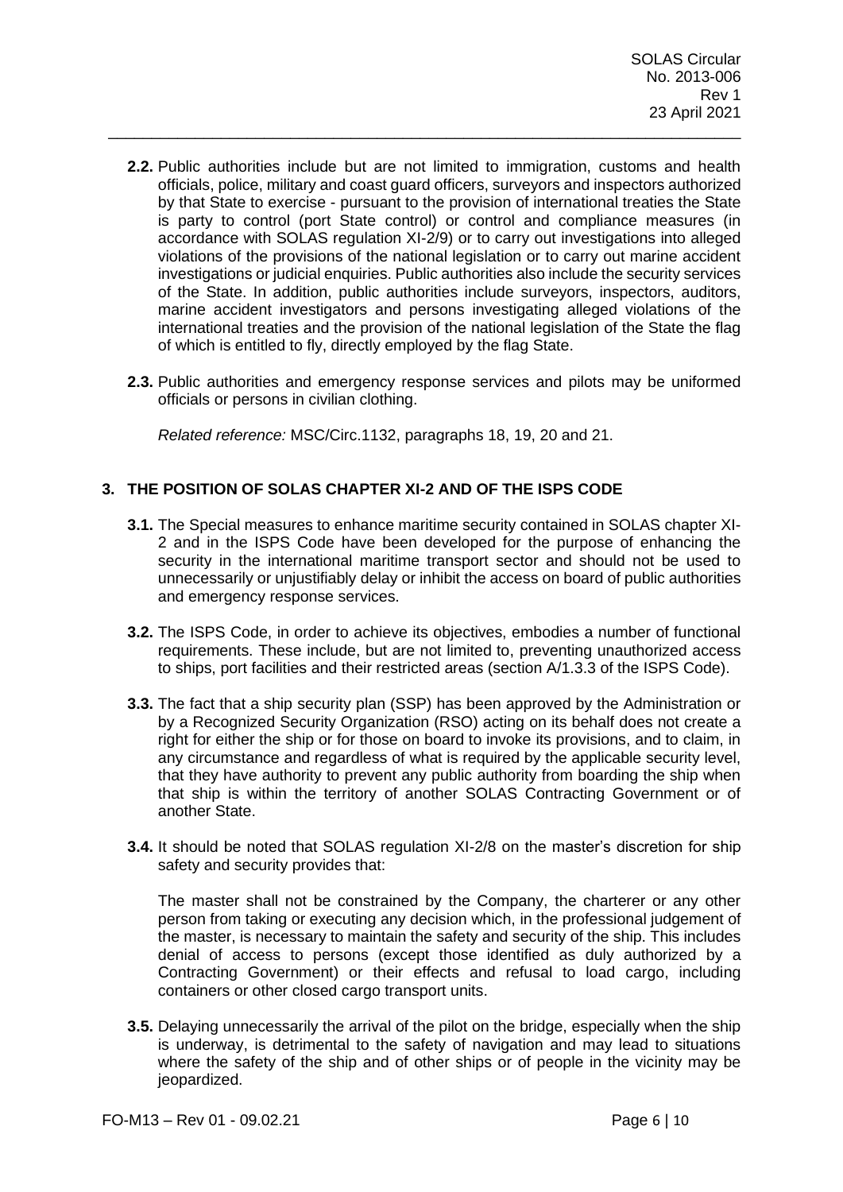**2.2.** Public authorities include but are not limited to immigration, customs and health officials, police, military and coast guard officers, surveyors and inspectors authorized by that State to exercise - pursuant to the provision of international treaties the State is party to control (port State control) or control and compliance measures (in accordance with SOLAS regulation XI-2/9) or to carry out investigations into alleged violations of the provisions of the national legislation or to carry out marine accident investigations or judicial enquiries. Public authorities also include the security services of the State. In addition, public authorities include surveyors, inspectors, auditors, marine accident investigators and persons investigating alleged violations of the international treaties and the provision of the national legislation of the State the flag of which is entitled to fly, directly employed by the flag State.

**2.3.** Public authorities and emergency response services and pilots may be uniformed officials or persons in civilian clothing.

*Related reference:* MSC/Circ.1132, paragraphs 18, 19, 20 and 21.

## 3. THE POSITION OF SOLAS CHAPTER XI-2 AND OF THE ISPS CODE

**3.1.** The Special measures to enhance maritime security contained in SOLAS chapter XI-2 and in the ISPS Code have been developed for the purpose of enhancing the security in the international maritime transport sector and should not be used to unnecessarily or unjustifiably delay or inhibit the access on board of public authorities and emergency response services.

**3.2.** The ISPS Code, in order to achieve its objectives, embodies a number of functional requirements. These include, but are not limited to, preventing unauthorized access to ships, port facilities and their restricted areas (section A/1.3.3 of the ISPS Code).

**3.3.** The fact that a ship security plan (SSP) has been approved by the Administration or by a Recognized Security Organization (RSO) acting on its behalf does not create a right for either the ship or for those on board to invoke its provisions, and to claim, in any circumstance and regardless of what is required by the applicable security level, that they have authority to prevent any public authority from boarding the ship when that ship is within the territory of another SOLAS Contracting Government or of another State.

**3.4.** It should be noted that SOLAS regulation XI-2/8 on the master's discretion for ship safety and security provides that:

The master shall not be constrained by the Company, the charterer or any other person from taking or executing any decision which, in the professional judgement of the master, is necessary to maintain the safety and security of the ship. This includes denial of access to persons (except those identified as duly authorized by a Contracting Government) or their effects and refusal to load cargo, including containers or other closed cargo transport units.

**3.5.** Delaying unnecessarily the arrival of the pilot on the bridge, especially when the ship is underway, is detrimental to the safety of navigation and may lead to situations where the safety of the ship and of other ships or of people in the vicinity may be jeopardized.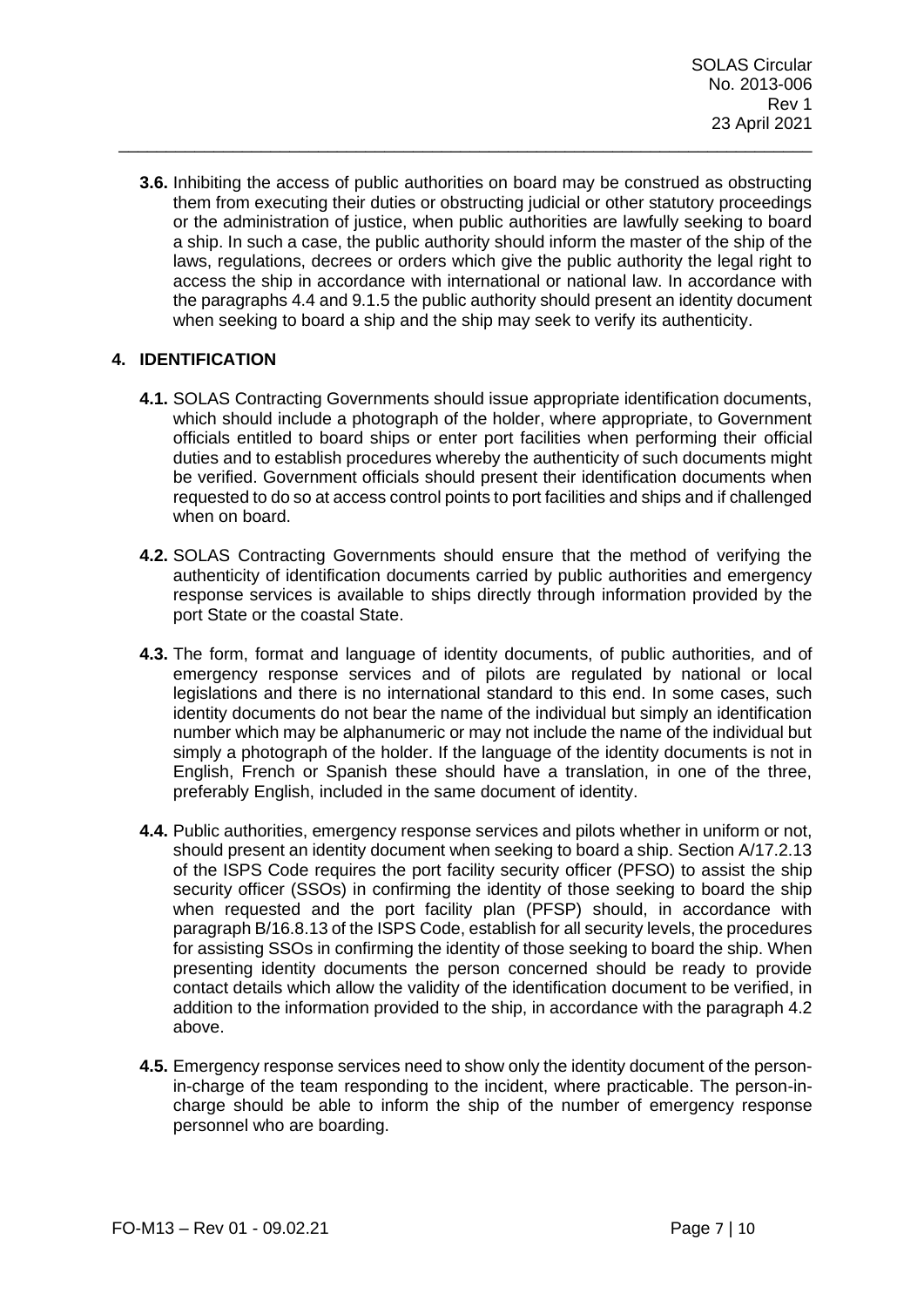**3.6.** Inhibiting the access of public authorities on board may be construed as obstructing them from executing their duties or obstructing judicial or other statutory proceedings or the administration of justice, when public authorities are lawfully seeking to board a ship. In such a case, the public authority should inform the master of the ship of the laws, regulations, decrees or orders which give the public authority the legal right to access the ship in accordance with international or national law. In accordance with the paragraphs 4.4 and 9.1.5 the public authority should present an identity document when seeking to board a ship and the ship may seek to verify its authenticity.

## 4. IDENTIFICATION

**4.1.** SOLAS Contracting Governments should issue appropriate identification documents, which should include a photograph of the holder, where appropriate, to Government officials entitled to board ships or enter port facilities when performing their official duties and to establish procedures whereby the authenticity of such documents might be verified. Government officials should present their identification documents when requested to do so at access control points to port facilities and ships and if challenged when on board.

**4.2.** SOLAS Contracting Governments should ensure that the method of verifying the authenticity of identification documents carried by public authorities and emergency response services is available to ships directly through information provided by the port State or the coastal State.

**4.3.** The form, format and language of identity documents, of public authorities, and of emergency response services and of pilots are regulated by national or local legislations and there is no international standard to this end. In some cases, such identity documents do not bear the name of the individual but simply an identification number which may be alphanumeric or may not include the name of the individual but simply a photograph of the holder. If the language of the identity documents is not in English, French or Spanish these should have a translation, in one of the three, preferably English, included in the same document of identity.

**4.4.** Public authorities, emergency response services and pilots whether in uniform or not, should present an identity document when seeking to board a ship. Section A/17.2.13 of the ISPS Code requires the port facility security officer (PFSO) to assist the ship security officer (SSOs) in confirming the identity of those seeking to board the ship when requested and the port facility plan (PFSP) should, in accordance with paragraph B/16.8.13 of the ISPS Code, establish for all security levels, the procedures for assisting SSOs in confirming the identity of those seeking to board the ship. When presenting identity documents the person concerned should be ready to provide contact details which allow the validity of the identification document to be verified, in addition to the information provided to the ship, in accordance with the paragraph 4.2 above.

**4.5.** Emergency response services need to show only the identity document of the person-in-charge of the team responding to the incident, where practicable. The person-in-charge should be able to inform the ship of the number of emergency response personnel who are boarding.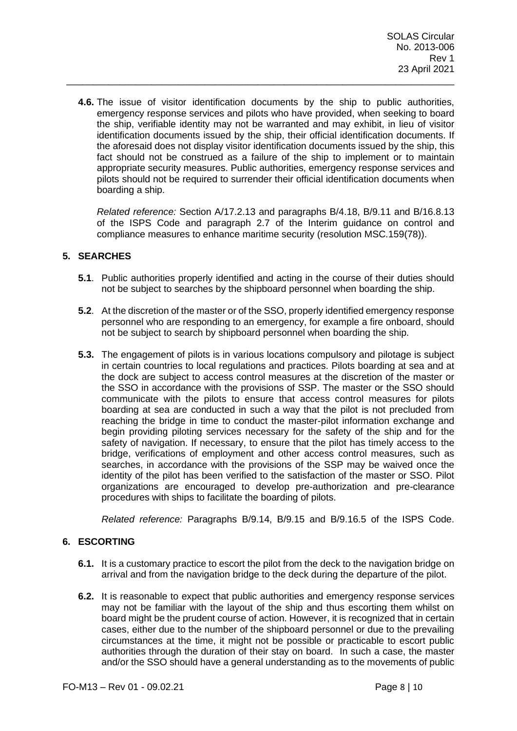**4.6.** The issue of visitor identification documents by the ship to public authorities, emergency response services and pilots who have provided, when seeking to board the ship, verifiable identity may not be warranted and may exhibit, in lieu of visitor identification documents issued by the ship, their official identification documents. If the aforesaid does not display visitor identification documents issued by the ship, this fact should not be construed as a failure of the ship to implement or to maintain appropriate security measures. Public authorities, emergency response services and pilots should not be required to surrender their official identification documents when boarding a ship.

*Related reference:* Section A/17.2.13 and paragraphs B/4.18, B/9.11 and B/16.8.13 of the ISPS Code and paragraph 2.7 of the Interim guidance on control and compliance measures to enhance maritime security (resolution MSC.159(78)).

## 5. SEARCHES

**5.1**. Public authorities properly identified and acting in the course of their duties should not be subject to searches by the shipboard personnel when boarding the ship.

**5.2**. At the discretion of the master or of the SSO, properly identified emergency response personnel who are responding to an emergency, for example a fire onboard, should not be subject to search by shipboard personnel when boarding the ship.

**5.3.** The engagement of pilots is in various locations compulsory and pilotage is subject in certain countries to local regulations and practices. Pilots boarding at sea and at the dock are subject to access control measures at the discretion of the master or the SSO in accordance with the provisions of SSP. The master or the SSO should communicate with the pilots to ensure that access control measures for pilots boarding at sea are conducted in such a way that the pilot is not precluded from reaching the bridge in time to conduct the master-pilot information exchange and begin providing piloting services necessary for the safety of the ship and for the safety of navigation. If necessary, to ensure that the pilot has timely access to the bridge, verifications of employment and other access control measures, such as searches, in accordance with the provisions of the SSP may be waived once the identity of the pilot has been verified to the satisfaction of the master or SSO. Pilot organizations are encouraged to develop pre-authorization and pre-clearance procedures with ships to facilitate the boarding of pilots.

*Related reference:* Paragraphs B/9.14, B/9.15 and B/9.16.5 of the ISPS Code.

## 6. ESCORTING

**6.1.** It is a customary practice to escort the pilot from the deck to the navigation bridge on arrival and from the navigation bridge to the deck during the departure of the pilot.

**6.2.** It is reasonable to expect that public authorities and emergency response services may not be familiar with the layout of the ship and thus escorting them whilst on board might be the prudent course of action. However, it is recognized that in certain cases, either due to the number of the shipboard personnel or due to the prevailing circumstances at the time, it might not be possible or practicable to escort public authorities through the duration of their stay on board. In such a case, the master and/or the SSO should have a general understanding as to the movements of public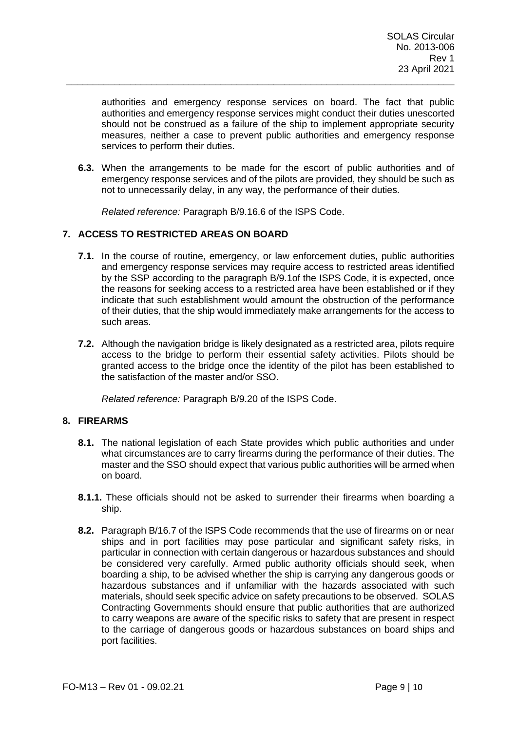authorities and emergency response services on board. The fact that public authorities and emergency response services might conduct their duties unescorted should not be construed as a failure of the ship to implement appropriate security measures, neither a case to prevent public authorities and emergency response services to perform their duties.

**6.3.** When the arrangements to be made for the escort of public authorities and of emergency response services and of the pilots are provided, they should be such as not to unnecessarily delay, in any way, the performance of their duties.

*Related reference:* Paragraph B/9.16.6 of the ISPS Code.

## 7. ACCESS TO RESTRICTED AREAS ON BOARD

**7.1.** In the course of routine, emergency, or law enforcement duties, public authorities and emergency response services may require access to restricted areas identified by the SSP according to the paragraph B/9.1of the ISPS Code, it is expected, once the reasons for seeking access to a restricted area have been established or if they indicate that such establishment would amount the obstruction of the performance of their duties, that the ship would immediately make arrangements for the access to such areas.

**7.2.** Although the navigation bridge is likely designated as a restricted area, pilots require access to the bridge to perform their essential safety activities. Pilots should be granted access to the bridge once the identity of the pilot has been established to the satisfaction of the master and/or SSO.

*Related reference:* Paragraph B/9.20 of the ISPS Code.

## 8. FIREARMS

**8.1.** The national legislation of each State provides which public authorities and under what circumstances are to carry firearms during the performance of their duties. The master and the SSO should expect that various public authorities will be armed when on board.

**8.1.1.** These officials should not be asked to surrender their firearms when boarding a ship.

**8.2.** Paragraph B/16.7 of the ISPS Code recommends that the use of firearms on or near ships and in port facilities may pose particular and significant safety risks, in particular in connection with certain dangerous or hazardous substances and should be considered very carefully. Armed public authority officials should seek, when boarding a ship, to be advised whether the ship is carrying any dangerous goods or hazardous substances and if unfamiliar with the hazards associated with such materials, should seek specific advice on safety precautions to be observed. SOLAS Contracting Governments should ensure that public authorities that are authorized to carry weapons are aware of the specific risks to safety that are present in respect to the carriage of dangerous goods or hazardous substances on board ships and port facilities.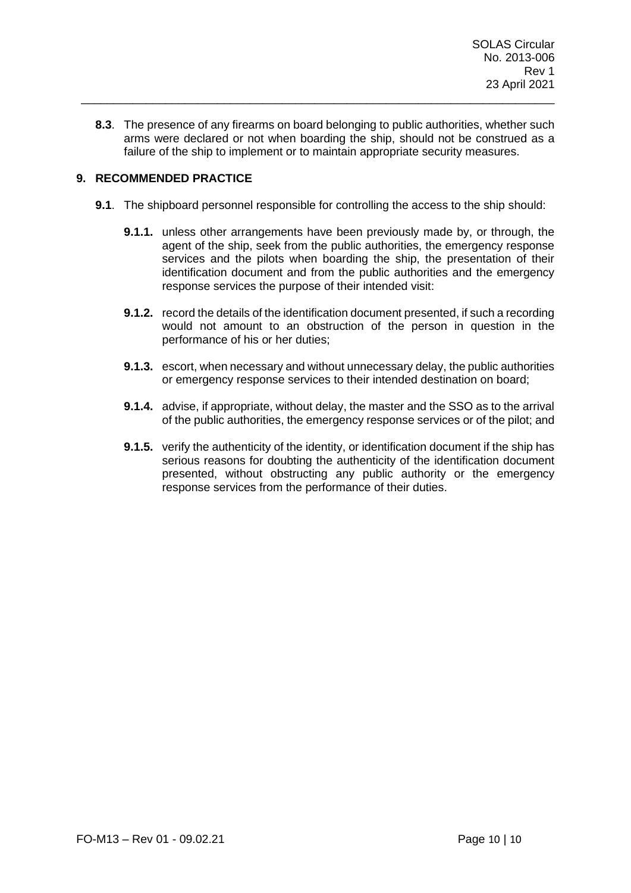**8.3**. The presence of any firearms on board belonging to public authorities, whether such arms were declared or not when boarding the ship, should not be construed as a failure of the ship to implement or to maintain appropriate security measures.

## 9. RECOMMENDED PRACTICE

**9.1**. The shipboard personnel responsible for controlling the access to the ship should:

**9.1.1.** unless other arrangements have been previously made by, or through, the agent of the ship, seek from the public authorities, the emergency response services and the pilots when boarding the ship, the presentation of their identification document and from the public authorities and the emergency response services the purpose of their intended visit:

**9.1.2.** record the details of the identification document presented, if such a recording would not amount to an obstruction of the person in question in the performance of his or her duties;

**9.1.3.** escort, when necessary and without unnecessary delay, the public authorities or emergency response services to their intended destination on board;

**9.1.4.** advise, if appropriate, without delay, the master and the SSO as to the arrival of the public authorities, the emergency response services or of the pilot; and

**9.1.5.** verify the authenticity of the identity, or identification document if the ship has serious reasons for doubting the authenticity of the identification document presented, without obstructing any public authority or the emergency response services from the performance of their duties.